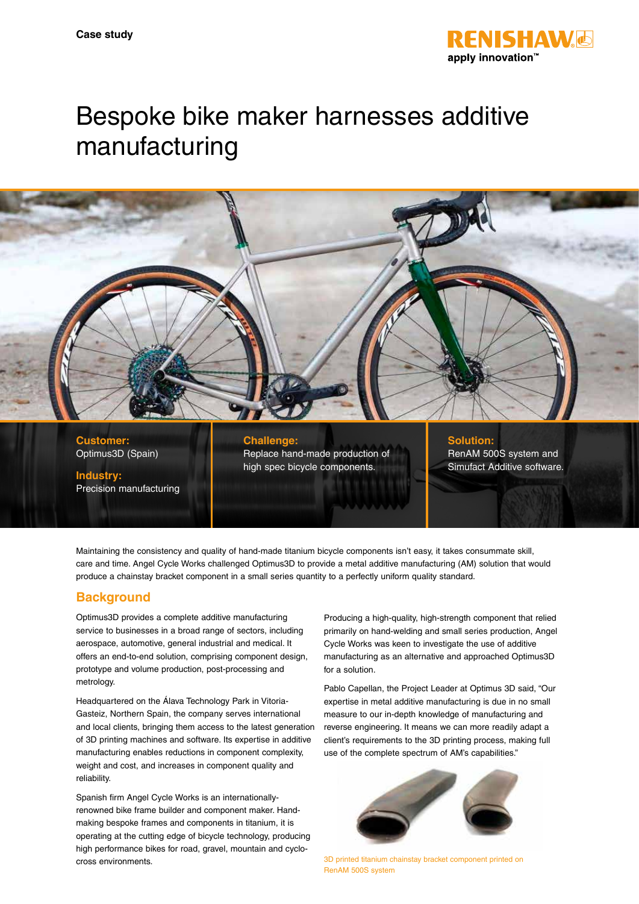Case study

# Bespoke bike maker harnesses additive manufacturing

**Customer:**
Optimus3D (Spain)

**Industry:**
Precision manufacturing

**Challenge:**
Replace hand-made production of high spec bicycle components.

**Solution:**
RenAM 500S system and Simufact Additive software.

Maintaining the consistency and quality of hand-made titanium bicycle components isn't easy, it takes consummate skill, care and time. Angel Cycle Works challenged Optimus3D to provide a metal additive manufacturing (AM) solution that would produce a chainstay bracket component in a small series quantity to a perfectly uniform quality standard.

## Background

Optimus3D provides a complete additive manufacturing service to businesses in a broad range of sectors, including aerospace, automotive, general industrial and medical. It offers an end-to-end solution, comprising component design, prototype and volume production, post-processing and metrology.

Headquartered on the Álava Technology Park in Vitoria-Gasteiz, Northern Spain, the company serves international and local clients, bringing them access to the latest generation of 3D printing machines and software. Its expertise in additive manufacturing enables reductions in component complexity, weight and cost, and increases in component quality and reliability.

Spanish firm Angel Cycle Works is an internationally-renowned bike frame builder and component maker. Hand-making bespoke frames and components in titanium, it is operating at the cutting edge of bicycle technology, producing high performance bikes for road, gravel, mountain and cyclo-cross environments.

Producing a high-quality, high-strength component that relied primarily on hand-welding and small series production, Angel Cycle Works was keen to investigate the use of additive manufacturing as an alternative and approached Optimus3D for a solution.

Pablo Capellan, the Project Leader at Optimus 3D said, "Our expertise in metal additive manufacturing is due in no small measure to our in-depth knowledge of manufacturing and reverse engineering. It means we can more readily adapt a client's requirements to the 3D printing process, making full use of the complete spectrum of AM's capabilities."

3D printed titanium chainstay bracket component printed on RenAM 500S system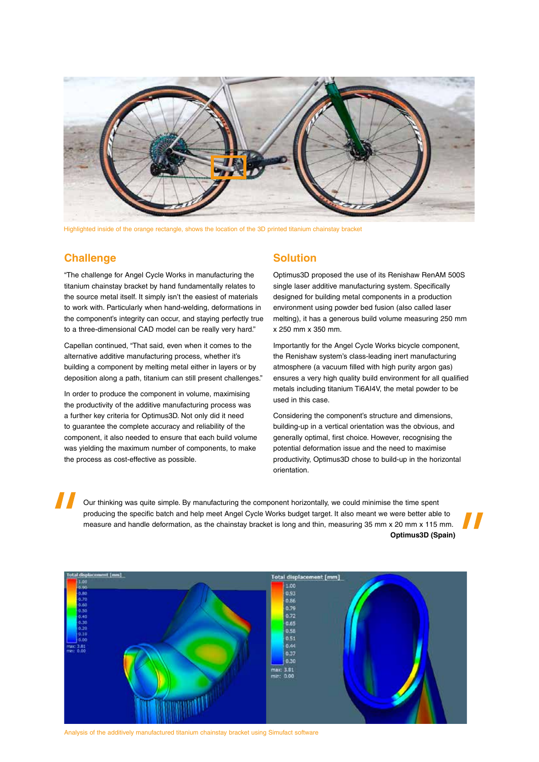Highlighted inside of the orange rectangle, shows the location of the 3D printed titanium chainstay bracket

## Challenge

"The challenge for Angel Cycle Works in manufacturing the titanium chainstay bracket by hand fundamentally relates to the source metal itself. It simply isn't the easiest of materials to work with. Particularly when hand-welding, deformations in the component's integrity can occur, and staying perfectly true to a three-dimensional CAD model can be really very hard."

Capellan continued, "That said, even when it comes to the alternative additive manufacturing process, whether it's building a component by melting metal either in layers or by deposition along a path, titanium can still present challenges."

In order to produce the component in volume, maximising the productivity of the additive manufacturing process was a further key criteria for Optimus3D. Not only did it need to guarantee the complete accuracy and reliability of the component, it also needed to ensure that each build volume was yielding the maximum number of components, to make the process as cost-effective as possible.

## Solution

Optimus3D proposed the use of its Renishaw RenAM 500S single laser additive manufacturing system. Specifically designed for building metal components in a production environment using powder bed fusion (also called laser melting), it has a generous build volume measuring 250 mm x 250 mm x 350 mm.

Importantly for the Angel Cycle Works bicycle component, the Renishaw system's class-leading inert manufacturing atmosphere (a vacuum filled with high purity argon gas) ensures a very high quality build environment for all qualified metals including titanium Ti6Al4V, the metal powder to be used in this case.

Considering the component's structure and dimensions, building-up in a vertical orientation was the obvious, and generally optimal, first choice. However, recognising the potential deformation issue and the need to maximise productivity, Optimus3D chose to build-up in the horizontal orientation.

> Our thinking was quite simple. By manufacturing the component horizontally, we could minimise the time spent producing the specific batch and help meet Angel Cycle Works budget target. It also meant we were better able to measure and handle deformation, as the chainstay bracket is long and thin, measuring 35 mm x 20 mm x 115 mm.
>
> **Optimus3D (Spain)**

Analysis of the additively manufactured titanium chainstay bracket using Simufact software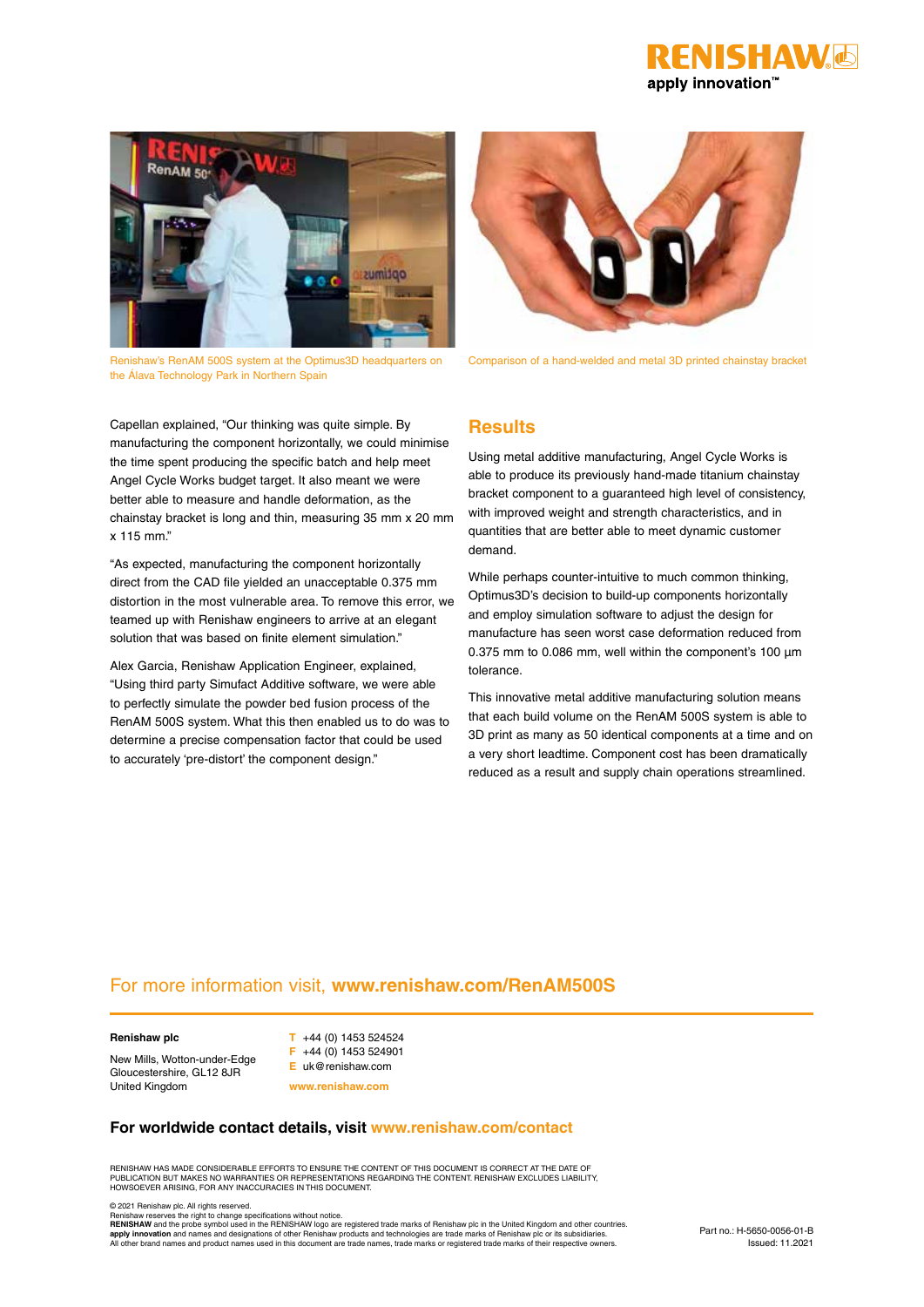Renishaw's RenAM 500S system at the Optimus3D headquarters on the Álava Technology Park in Northern Spain

Comparison of a hand-welded and metal 3D printed chainstay bracket

Capellan explained, "Our thinking was quite simple. By manufacturing the component horizontally, we could minimise the time spent producing the specific batch and help meet Angel Cycle Works budget target. It also meant we were better able to measure and handle deformation, as the chainstay bracket is long and thin, measuring 35 mm x 20 mm x 115 mm."

"As expected, manufacturing the component horizontally direct from the CAD file yielded an unacceptable 0.375 mm distortion in the most vulnerable area. To remove this error, we teamed up with Renishaw engineers to arrive at an elegant solution that was based on finite element simulation."

Alex Garcia, Renishaw Application Engineer, explained, "Using third party Simufact Additive software, we were able to perfectly simulate the powder bed fusion process of the RenAM 500S system. What this then enabled us to do was to determine a precise compensation factor that could be used to accurately 'pre-distort' the component design."

## Results

Using metal additive manufacturing, Angel Cycle Works is able to produce its previously hand-made titanium chainstay bracket component to a guaranteed high level of consistency, with improved weight and strength characteristics, and in quantities that are better able to meet dynamic customer demand.

While perhaps counter-intuitive to much common thinking, Optimus3D's decision to build-up components horizontally and employ simulation software to adjust the design for manufacture has seen worst case deformation reduced from 0.375 mm to 0.086 mm, well within the component's 100 µm tolerance.

This innovative metal additive manufacturing solution means that each build volume on the RenAM 500S system is able to 3D print as many as 50 identical components at a time and on a very short leadtime. Component cost has been dramatically reduced as a result and supply chain operations streamlined.

For more information visit, **www.renishaw.com/RenAM500S**

**Renishaw plc**

New Mills, Wotton-under-Edge
Gloucestershire, GL12 8JR
United Kingdom

**T** +44 (0) 1453 524524
**F** +44 (0) 1453 524901
**E** uk@renishaw.com

www.renishaw.com

**For worldwide contact details, visit www.renishaw.com/contact**

RENISHAW HAS MADE CONSIDERABLE EFFORTS TO ENSURE THE CONTENT OF THIS DOCUMENT IS CORRECT AT THE DATE OF PUBLICATION BUT MAKES NO WARRANTIES OR REPRESENTATIONS REGARDING THE CONTENT. RENISHAW EXCLUDES LIABILITY, HOWSOEVER ARISING, FOR ANY INACCURACIES IN THIS DOCUMENT.

© 2021 Renishaw plc. All rights reserved.
Renishaw reserves the right to change specifications without notice.
**RENISHAW** and the probe symbol used in the RENISHAW logo are registered trade marks of Renishaw plc in the United Kingdom and other countries. **apply innovation** and names and designations of other Renishaw products and technologies are trade marks of Renishaw plc or its subsidiaries.
All other brand names and product names used in this document are trade names, trade marks or registered trade marks of their respective owners.

Part no.: H-5650-0056-01-B
Issued: 11.2021